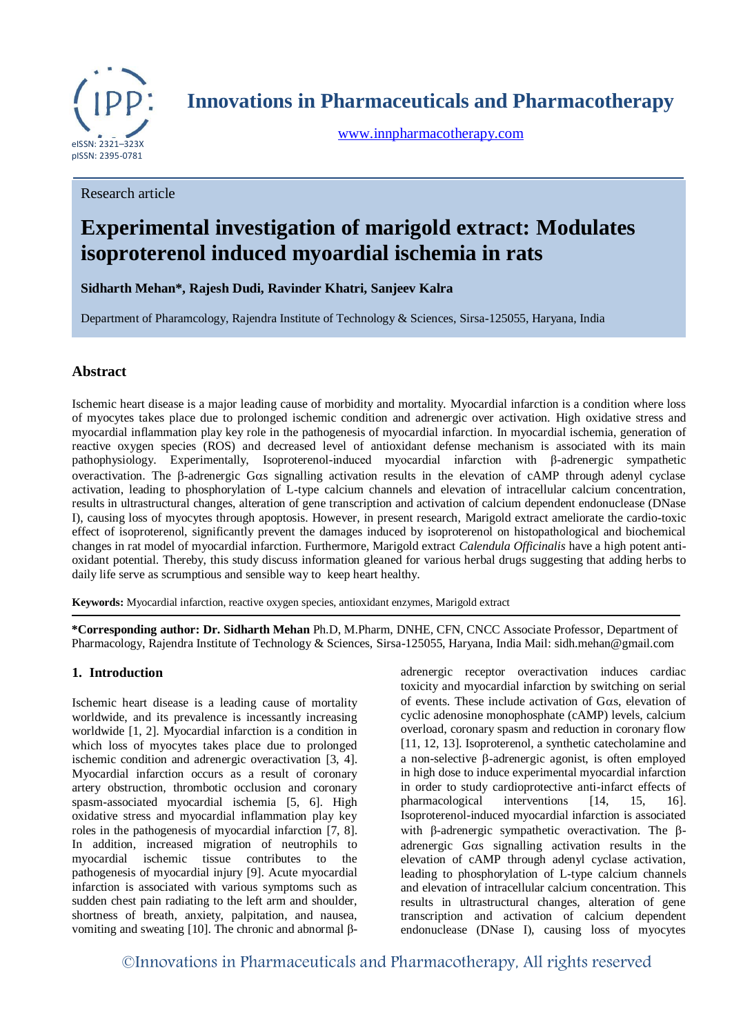# Innovations in Pharmaceuticals and Pharmacotherapy

eISSN: 2321–323X
pISSN: 2395-0781

www.innpharmacotherapy.com

Research article

# Experimental investigation of marigold extract: Modulates isoproterenol induced myoardial ischemia in rats

**Sidharth Mehan*, Rajesh Dudi, Ravinder Khatri, Sanjeev Kalra**

Department of Pharamcology, Rajendra Institute of Technology & Sciences, Sirsa-125055, Haryana, India

## Abstract

Ischemic heart disease is a major leading cause of morbidity and mortality. Myocardial infarction is a condition where loss of myocytes takes place due to prolonged ischemic condition and adrenergic over activation. High oxidative stress and myocardial inflammation play key role in the pathogenesis of myocardial infarction. In myocardial ischemia, generation of reactive oxygen species (ROS) and decreased level of antioxidant defense mechanism is associated with its main pathophysiology. Experimentally, Isoproterenol-induced myocardial infarction with β-adrenergic sympathetic overactivation. The β-adrenergic Gαs signalling activation results in the elevation of cAMP through adenyl cyclase activation, leading to phosphorylation of L-type calcium channels and elevation of intracellular calcium concentration, results in ultrastructural changes, alteration of gene transcription and activation of calcium dependent endonuclease (DNase I), causing loss of myocytes through apoptosis. However, in present research, Marigold extract ameliorate the cardio-toxic effect of isoproterenol, significantly prevent the damages induced by isoproterenol on histopathological and biochemical changes in rat model of myocardial infarction. Furthermore, Marigold extract *Calendula Officinalis* have a high potent anti-oxidant potential. Thereby, this study discuss information gleaned for various herbal drugs suggesting that adding herbs to daily life serve as scrumptious and sensible way to keep heart healthy.

**Keywords:** Myocardial infarction, reactive oxygen species, antioxidant enzymes, Marigold extract

***Corresponding author: Dr. Sidharth Mehan** Ph.D, M.Pharm, DNHE, CFN, CNCC Associate Professor, Department of Pharmacology, Rajendra Institute of Technology & Sciences, Sirsa-125055, Haryana, India Mail: sidh.mehan@gmail.com

## 1. Introduction

Ischemic heart disease is a leading cause of mortality worldwide, and its prevalence is incessantly increasing worldwide [1, 2]. Myocardial infarction is a condition in which loss of myocytes takes place due to prolonged ischemic condition and adrenergic overactivation [3, 4]. Myocardial infarction occurs as a result of coronary artery obstruction, thrombotic occlusion and coronary spasm-associated myocardial ischemia [5, 6]. High oxidative stress and myocardial inflammation play key roles in the pathogenesis of myocardial infarction [7, 8]. In addition, increased migration of neutrophils to myocardial ischemic tissue contributes to the pathogenesis of myocardial injury [9]. Acute myocardial infarction is associated with various symptoms such as sudden chest pain radiating to the left arm and shoulder, shortness of breath, anxiety, palpitation, and nausea, vomiting and sweating [10]. The chronic and abnormal β-adrenergic receptor overactivation induces cardiac toxicity and myocardial infarction by switching on serial of events. These include activation of Gαs, elevation of cyclic adenosine monophosphate (cAMP) levels, calcium overload, coronary spasm and reduction in coronary flow [11, 12, 13]. Isoproterenol, a synthetic catecholamine and a non-selective β-adrenergic agonist, is often employed in high dose to induce experimental myocardial infarction in order to study cardioprotective anti-infarct effects of pharmacological interventions [14, 15, 16]. Isoproterenol-induced myocardial infarction is associated with β-adrenergic sympathetic overactivation. The β-adrenergic Gαs signalling activation results in the elevation of cAMP through adenyl cyclase activation, leading to phosphorylation of L-type calcium channels and elevation of intracellular calcium concentration. This results in ultrastructural changes, alteration of gene transcription and activation of calcium dependent endonuclease (DNase I), causing loss of myocytes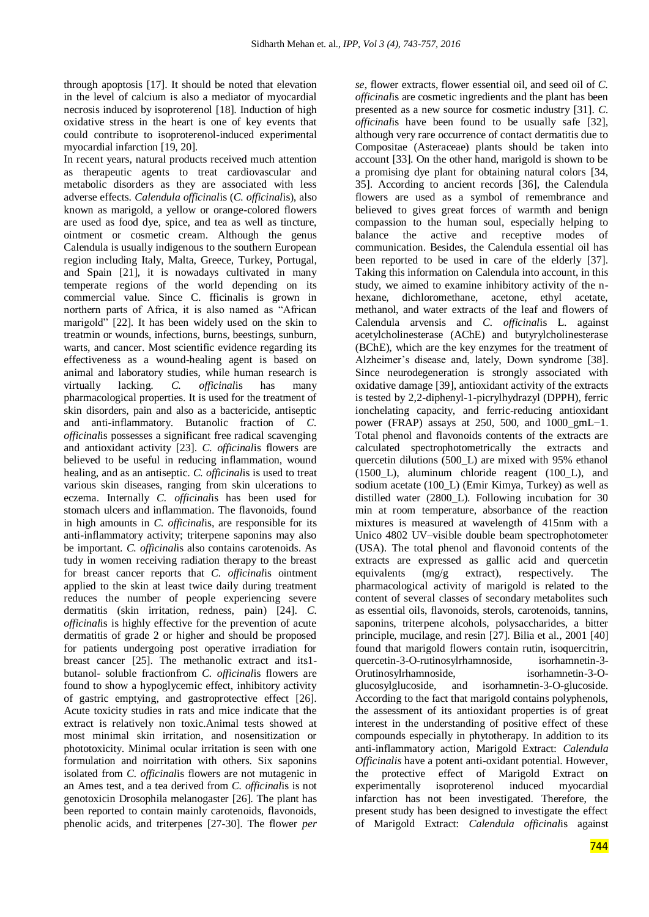through apoptosis [17]. It should be noted that elevation in the level of calcium is also a mediator of myocardial necrosis induced by isoproterenol [18]. Induction of high oxidative stress in the heart is one of key events that could contribute to isoproterenol-induced experimental myocardial infarction [19, 20].

In recent years, natural products received much attention as therapeutic agents to treat cardiovascular and metabolic disorders as they are associated with less adverse effects. *Calendula officinal*is (*C. officinal*is), also known as marigold, a yellow or orange-colored flowers are used as food dye, spice, and tea as well as tincture, ointment or cosmetic cream. Although the genus Calendula is usually indigenous to the southern European region including Italy, Malta, Greece, Turkey, Portugal, and Spain [21], it is nowadays cultivated in many temperate regions of the world depending on its commercial value. Since C. fficinalis is grown in northern parts of Africa, it is also named as "African marigold" [22]. It has been widely used on the skin to treatmin or wounds, infections, burns, beestings, sunburn, warts, and cancer. Most scientific evidence regarding its effectiveness as a wound-healing agent is based on animal and laboratory studies, while human research is virtually lacking. *C. officinal*is has many pharmacological properties. It is used for the treatment of skin disorders, pain and also as a bactericide, antiseptic and anti-inflammatory. Butanolic fraction of *C. officinal*is possesses a significant free radical scavenging and antioxidant activity [23]. *C. officinal*is flowers are believed to be useful in reducing inflammation, wound healing, and as an antiseptic. *C. officinal*is is used to treat various skin diseases, ranging from skin ulcerations to eczema. Internally *C. officinal*is has been used for stomach ulcers and inflammation. The flavonoids, found in high amounts in *C. officinal*is, are responsible for its anti-inflammatory activity; triterpene saponins may also be important. *C. officinal*is also contains carotenoids. As tudy in women receiving radiation therapy to the breast for breast cancer reports that *C. officinal*is ointment applied to the skin at least twice daily during treatment reduces the number of people experiencing severe dermatitis (skin irritation, redness, pain) [24]. *C. officinal*is is highly effective for the prevention of acute dermatitis of grade 2 or higher and should be proposed for patients undergoing post operative irradiation for breast cancer [25]. The methanolic extract and its1-butanol- soluble fractionfrom *C. officinal*is flowers are found to show a hypoglycemic effect, inhibitory activity of gastric emptying, and gastroprotective effect [26]. Acute toxicity studies in rats and mice indicate that the extract is relatively non toxic.Animal tests showed at most minimal skin irritation, and nosensitization or phototoxicity. Minimal ocular irritation is seen with one formulation and noirritation with others. Six saponins isolated from *C. officinal*is flowers are not mutagenic in an Ames test, and a tea derived from *C. officinal*is is not genotoxicin Drosophila melanogaster [26]. The plant has been reported to contain mainly carotenoids, flavonoids, phenolic acids, and triterpenes [27-30]. The flower *per se*, flower extracts, flower essential oil, and seed oil of *C. officinal*is are cosmetic ingredients and the plant has been presented as a new source for cosmetic industry [31]. *C. officinal*is have been found to be usually safe [32], although very rare occurrence of contact dermatitis due to Compositae (Asteraceae) plants should be taken into account [33]. On the other hand, marigold is shown to be a promising dye plant for obtaining natural colors [34, 35]. According to ancient records [36], the Calendula flowers are used as a symbol of remembrance and believed to gives great forces of warmth and benign compassion to the human soul, especially helping to balance the active and receptive modes of communication. Besides, the Calendula essential oil has been reported to be used in care of the elderly [37]. Taking this information on Calendula into account, in this study, we aimed to examine inhibitory activity of the n-hexane, dichloromethane, acetone, ethyl acetate, methanol, and water extracts of the leaf and flowers of Calendula arvensis and *C. officinal*is L. against acetylcholinesterase (AChE) and butyrylcholinesterase (BChE), which are the key enzymes for the treatment of Alzheimer's disease and, lately, Down syndrome [38]. Since neurodegeneration is strongly associated with oxidative damage [39], antioxidant activity of the extracts is tested by 2,2-diphenyl-1-picrylhydrazyl (DPPH), ferric ionchelating capacity, and ferric-reducing antioxidant power (FRAP) assays at 250, 500, and 1000_gmL−1. Total phenol and flavonoids contents of the extracts are calculated spectrophotometrically the extracts and quercetin dilutions (500_L) are mixed with 95% ethanol (1500_L), aluminum chloride reagent (100_L), and sodium acetate (100_L) (Emir Kimya, Turkey) as well as distilled water (2800_L). Following incubation for 30 min at room temperature, absorbance of the reaction mixtures is measured at wavelength of 415nm with a Unico 4802 UV–visible double beam spectrophotometer (USA). The total phenol and flavonoid contents of the extracts are expressed as gallic acid and quercetin equivalents (mg/g extract), respectively. The pharmacological activity of marigold is related to the content of several classes of secondary metabolites such as essential oils, flavonoids, sterols, carotenoids, tannins, saponins, triterpene alcohols, polysaccharides, a bitter principle, mucilage, and resin [27]. Bilia et al., 2001 [40] found that marigold flowers contain rutin, isoquercitrin, quercetin-3-O-rutinosylrhamnoside, isorhamnetin-3-Orutinosylrhamnoside, isorhamnetin-3-O-glucosylglucoside, and isorhamnetin-3-O-glucoside. According to the fact that marigold contains polyphenols, the assessment of its antioxidant properties is of great interest in the understanding of positive effect of these compounds especially in phytotherapy. In addition to its anti-inflammatory action, Marigold Extract: *Calendula Officinalis* have a potent anti-oxidant potential. However, the protective effect of Marigold Extract on experimentally isoproterenol induced myocardial infarction has not been investigated. Therefore, the present study has been designed to investigate the effect of Marigold Extract: *Calendula officinal*is against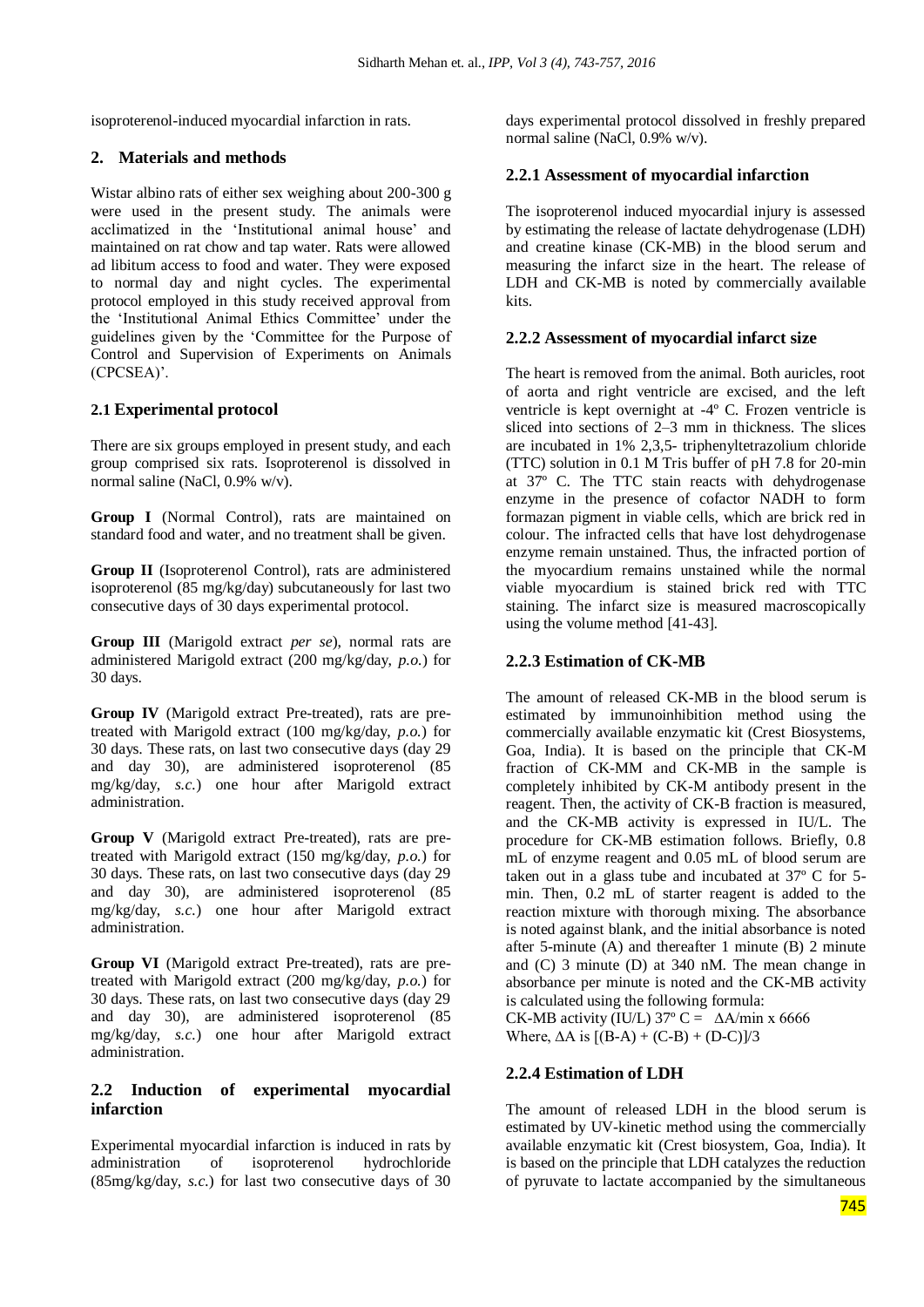isoproterenol-induced myocardial infarction in rats.

## 2. Materials and methods

Wistar albino rats of either sex weighing about 200-300 g were used in the present study. The animals were acclimatized in the 'Institutional animal house' and maintained on rat chow and tap water. Rats were allowed ad libitum access to food and water. They were exposed to normal day and night cycles. The experimental protocol employed in this study received approval from the 'Institutional Animal Ethics Committee' under the guidelines given by the 'Committee for the Purpose of Control and Supervision of Experiments on Animals (CPCSEA)'.

### 2.1 Experimental protocol

There are six groups employed in present study, and each group comprised six rats. Isoproterenol is dissolved in normal saline (NaCl, 0.9% w/v).

**Group I** (Normal Control), rats are maintained on standard food and water, and no treatment shall be given.

**Group II** (Isoproterenol Control), rats are administered isoproterenol (85 mg/kg/day) subcutaneously for last two consecutive days of 30 days experimental protocol.

**Group III** (Marigold extract *per se*), normal rats are administered Marigold extract (200 mg/kg/day, *p.o.*) for 30 days.

**Group IV** (Marigold extract Pre-treated), rats are pre-treated with Marigold extract (100 mg/kg/day, *p.o.*) for 30 days. These rats, on last two consecutive days (day 29 and day 30), are administered isoproterenol (85 mg/kg/day, *s.c.*) one hour after Marigold extract administration.

**Group V** (Marigold extract Pre-treated), rats are pre-treated with Marigold extract (150 mg/kg/day, *p.o.*) for 30 days. These rats, on last two consecutive days (day 29 and day 30), are administered isoproterenol (85 mg/kg/day, *s.c.*) one hour after Marigold extract administration.

**Group VI** (Marigold extract Pre-treated), rats are pre-treated with Marigold extract (200 mg/kg/day, *p.o.*) for 30 days. These rats, on last two consecutive days (day 29 and day 30), are administered isoproterenol (85 mg/kg/day, *s.c.*) one hour after Marigold extract administration.

### 2.2 Induction of experimental myocardial infarction

Experimental myocardial infarction is induced in rats by administration of isoproterenol hydrochloride (85mg/kg/day, *s.c.*) for last two consecutive days of 30 days experimental protocol dissolved in freshly prepared normal saline (NaCl, 0.9% w/v).

### 2.2.1 Assessment of myocardial infarction

The isoproterenol induced myocardial injury is assessed by estimating the release of lactate dehydrogenase (LDH) and creatine kinase (CK-MB) in the blood serum and measuring the infarct size in the heart. The release of LDH and CK-MB is noted by commercially available kits.

### 2.2.2 Assessment of myocardial infarct size

The heart is removed from the animal. Both auricles, root of aorta and right ventricle are excised, and the left ventricle is kept overnight at -4º C. Frozen ventricle is sliced into sections of 2–3 mm in thickness. The slices are incubated in 1% 2,3,5- triphenyltetrazolium chloride (TTC) solution in 0.1 M Tris buffer of pH 7.8 for 20-min at 37º C. The TTC stain reacts with dehydrogenase enzyme in the presence of cofactor NADH to form formazan pigment in viable cells, which are brick red in colour. The infracted cells that have lost dehydrogenase enzyme remain unstained. Thus, the infracted portion of the myocardium remains unstained while the normal viable myocardium is stained brick red with TTC staining. The infarct size is measured macroscopically using the volume method [41-43].

### 2.2.3 Estimation of CK-MB

The amount of released CK-MB in the blood serum is estimated by immunoinhibition method using the commercially available enzymatic kit (Crest Biosystems, Goa, India). It is based on the principle that CK-M fraction of CK-MM and CK-MB in the sample is completely inhibited by CK-M antibody present in the reagent. Then, the activity of CK-B fraction is measured, and the CK-MB activity is expressed in IU/L. The procedure for CK-MB estimation follows. Briefly, 0.8 mL of enzyme reagent and 0.05 mL of blood serum are taken out in a glass tube and incubated at 37º C for 5-min. Then, 0.2 mL of starter reagent is added to the reaction mixture with thorough mixing. The absorbance is noted against blank, and the initial absorbance is noted after 5-minute (A) and thereafter 1 minute (B) 2 minute and (C) 3 minute (D) at 340 nM. The mean change in absorbance per minute is noted and the CK-MB activity is calculated using the following formula:

CK-MB activity (IU/L) 37º C = $\Delta A/\text{min} \times 6666$

Where, $\Delta A$ is $[(B-A) + (C-B) + (D-C)]/3$

### 2.2.4 Estimation of LDH

The amount of released LDH in the blood serum is estimated by UV-kinetic method using the commercially available enzymatic kit (Crest biosystem, Goa, India). It is based on the principle that LDH catalyzes the reduction of pyruvate to lactate accompanied by the simultaneous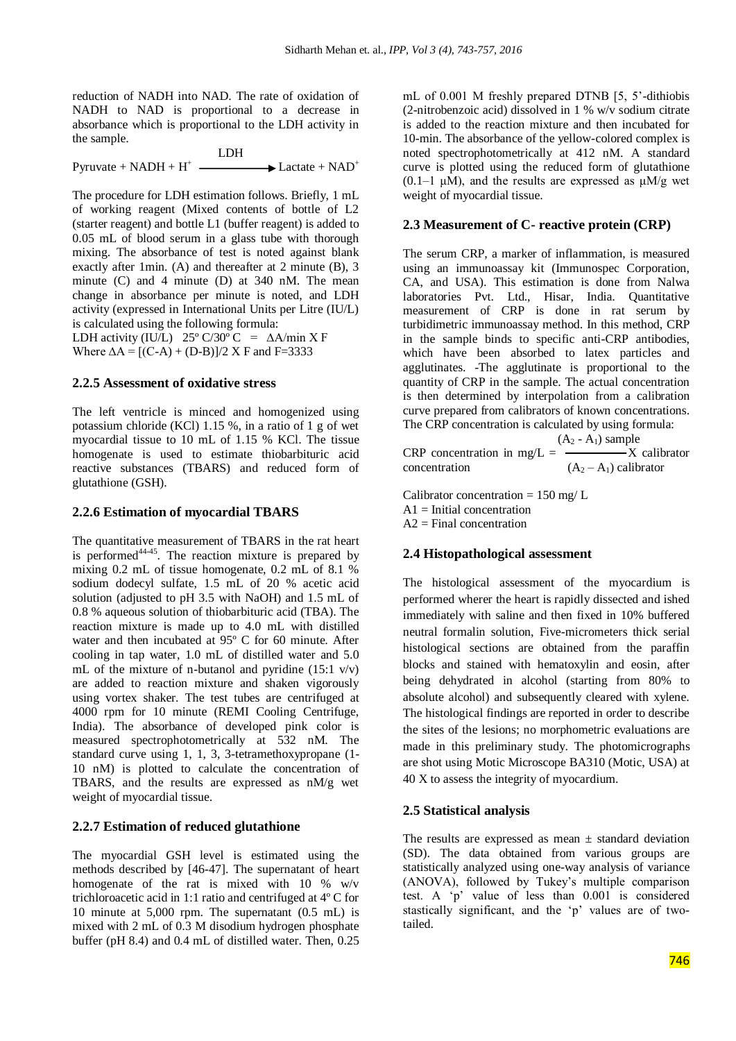reduction of NADH into NAD. The rate of oxidation of NADH to NAD is proportional to a decrease in absorbance which is proportional to the LDH activity in the sample.

$$\text{Pyruvate} + \text{NADH} + \text{H}^+ \xrightarrow{\text{LDH}} \text{Lactate} + \text{NAD}^+$$

The procedure for LDH estimation follows. Briefly, 1 mL of working reagent (Mixed contents of bottle of L2 (starter reagent) and bottle L1 (buffer reagent) is added to 0.05 mL of blood serum in a glass tube with thorough mixing. The absorbance of test is noted against blank exactly after 1min. (A) and thereafter at 2 minute (B), 3 minute (C) and 4 minute (D) at 340 nM. The mean change in absorbance per minute is noted, and LDH activity (expressed in International Units per Litre (IU/L) is calculated using the following formula:

LDH activity (IU/L) 25º C/30º C = $\Delta A/\text{min} \times F$

Where $\Delta A = [(C\text{-}A) + (D\text{-}B)]/2 \times F$ and F=3333

### 2.2.5 Assessment of oxidative stress

The left ventricle is minced and homogenized using potassium chloride (KCl) 1.15 %, in a ratio of 1 g of wet myocardial tissue to 10 mL of 1.15 % KCl. The tissue homogenate is used to estimate thiobarbituric acid reactive substances (TBARS) and reduced form of glutathione (GSH).

### 2.2.6 Estimation of myocardial TBARS

The quantitative measurement of TBARS in the rat heart is performed[44-45]. The reaction mixture is prepared by mixing 0.2 mL of tissue homogenate, 0.2 mL of 8.1 % sodium dodecyl sulfate, 1.5 mL of 20 % acetic acid solution (adjusted to pH 3.5 with NaOH) and 1.5 mL of 0.8 % aqueous solution of thiobarbituric acid (TBA). The reaction mixture is made up to 4.0 mL with distilled water and then incubated at 95º C for 60 minute. After cooling in tap water, 1.0 mL of distilled water and 5.0 mL of the mixture of n-butanol and pyridine (15:1 v/v) are added to reaction mixture and shaken vigorously using vortex shaker. The test tubes are centrifuged at 4000 rpm for 10 minute (REMI Cooling Centrifuge, India). The absorbance of developed pink color is measured spectrophotometrically at 532 nM. The standard curve using 1, 1, 3, 3-tetramethoxypropane (1-10 nM) is plotted to calculate the concentration of TBARS, and the results are expressed as nM/g wet weight of myocardial tissue.

### 2.2.7 Estimation of reduced glutathione

The myocardial GSH level is estimated using the methods described by [46-47]. The supernatant of heart homogenate of the rat is mixed with 10 % w/v trichloroacetic acid in 1:1 ratio and centrifuged at 4º C for 10 minute at 5,000 rpm. The supernatant (0.5 mL) is mixed with 2 mL of 0.3 M disodium hydrogen phosphate buffer (pH 8.4) and 0.4 mL of distilled water. Then, 0.25 mL of 0.001 M freshly prepared DTNB [5, 5'-dithiobis (2-nitrobenzoic acid) dissolved in 1 % w/v sodium citrate is added to the reaction mixture and then incubated for 10-min. The absorbance of the yellow-colored complex is noted spectrophotometrically at 412 nM. A standard curve is plotted using the reduced form of glutathione (0.1–1 μM), and the results are expressed as μM/g wet weight of myocardial tissue.

## 2.3 Measurement of C- reactive protein (CRP)

The serum CRP, a marker of inflammation, is measured using an immunoassay kit (Immunospec Corporation, CA, and USA). This estimation is done from Nalwa laboratories Pvt. Ltd., Hisar, India. Quantitative measurement of CRP is done in rat serum by turbidimetric immunoassay method. In this method, CRP in the sample binds to specific anti-CRP antibodies, which have been absorbed to latex particles and agglutinates. -The agglutinate is proportional to the quantity of CRP in the sample. The actual concentration is then determined by interpolation from a calibration curve prepared from calibrators of known concentrations. The CRP concentration is calculated by using formula:

$$\text{CRP concentration in mg/L} = \frac{(A_2 - A_1)\ \text{sample}}{(A_2 - A_1)\ \text{calibrator}} \times \text{calibrator concentration}$$

Calibrator concentration = 150 mg/ L

A1 = Initial concentration

A2 = Final concentration

## 2.4 Histopathological assessment

The histological assessment of the myocardium is performed wherer the heart is rapidly dissected and ished immediately with saline and then fixed in 10% buffered neutral formalin solution, Five-micrometers thick serial histological sections are obtained from the paraffin blocks and stained with hematoxylin and eosin, after being dehydrated in alcohol (starting from 80% to absolute alcohol) and subsequently cleared with xylene. The histological findings are reported in order to describe the sites of the lesions; no morphometric evaluations are made in this preliminary study. The photomicrographs are shot using Motic Microscope BA310 (Motic, USA) at 40 X to assess the integrity of myocardium.

## 2.5 Statistical analysis

The results are expressed as mean ± standard deviation (SD). The data obtained from various groups are statistically analyzed using one-way analysis of variance (ANOVA), followed by Tukey's multiple comparison test. A 'p' value of less than 0.001 is considered stastically significant, and the 'p' values are of two-tailed.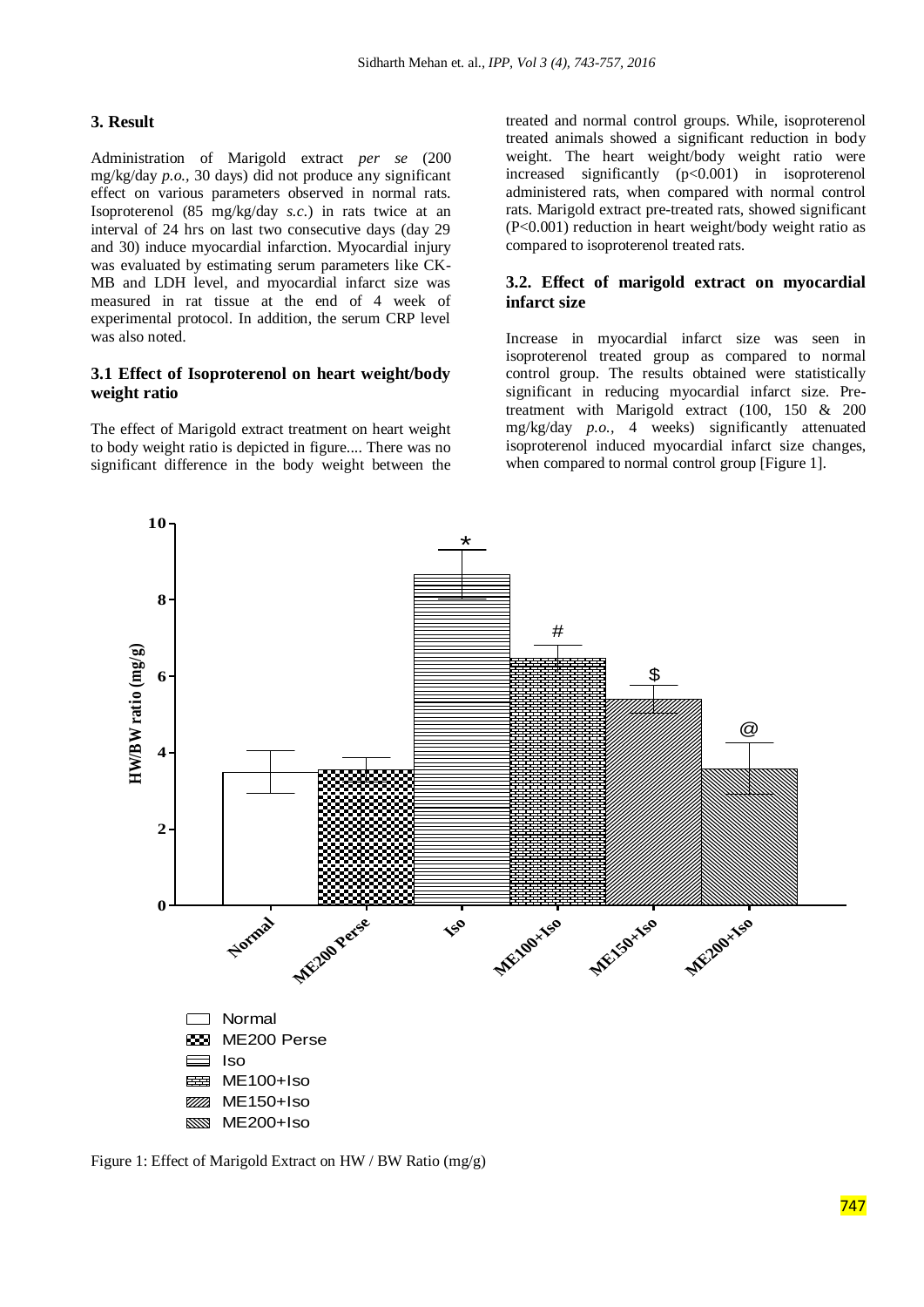## 3. Result

Administration of Marigold extract *per se* (200 mg/kg/day *p.o.,* 30 days) did not produce any significant effect on various parameters observed in normal rats. Isoproterenol (85 mg/kg/day *s.c.*) in rats twice at an interval of 24 hrs on last two consecutive days (day 29 and 30) induce myocardial infarction. Myocardial injury was evaluated by estimating serum parameters like CK-MB and LDH level, and myocardial infarct size was measured in rat tissue at the end of 4 week of experimental protocol. In addition, the serum CRP level was also noted.

### 3.1 Effect of Isoproterenol on heart weight/body weight ratio

The effect of Marigold extract treatment on heart weight to body weight ratio is depicted in figure.... There was no significant difference in the body weight between the treated and normal control groups. While, isoproterenol treated animals showed a significant reduction in body weight. The heart weight/body weight ratio were increased significantly ($p<0.001$) in isoproterenol administered rats, when compared with normal control rats. Marigold extract pre-treated rats, showed significant ($P<0.001$) reduction in heart weight/body weight ratio as compared to isoproterenol treated rats.

### 3.2. Effect of marigold extract on myocardial infarct size

Increase in myocardial infarct size was seen in isoproterenol treated group as compared to normal control group. The results obtained were statistically significant in reducing myocardial infarct size. Pre-treatment with Marigold extract (100, 150 & 200 mg/kg/day *p.o.,* 4 weeks) significantly attenuated isoproterenol induced myocardial infarct size changes, when compared to normal control group [Figure 1].

Figure 1: Effect of Marigold Extract on HW / BW Ratio (mg/g)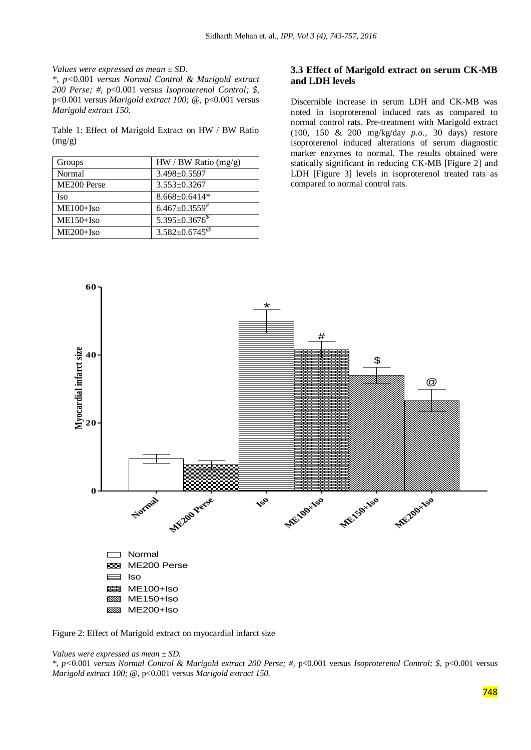*Values were expressed as mean ± SD.*

*\*, p<0.001 versus Normal Control & Marigold extract 200 Perse; #,* p<0.001 versus *Isoproterenol Control; $,* p<0.001 versus *Marigold extract 100;* @, p<0.001 versus *Marigold extract 150.*

Table 1: Effect of Marigold Extract on HW / BW Ratio (mg/g)

| Groups | HW / BW Ratio (mg/g) |
| --- | --- |
| Normal | 3.498±0.5597 |
| ME200 Perse | 3.553±0.3267 |
| Iso | 8.668±0.6414* |
| ME100+Iso | 6.467±0.3559[#] |
| ME150+Iso | 5.395±0.3676[$] |
| ME200+Iso | 3.582±0.6745[@] |

### 3.3 Effect of Marigold extract on serum CK-MB and LDH levels

Discernible increase in serum LDH and CK-MB was noted in isoproterenol induced rats as compared to normal control rats. Pre-treatment with Marigold extract (100, 150 & 200 mg/kg/day *p.o.,* 30 days) restore isoproterenol induced alterations of serum diagnostic marker enzymes to normal. The results obtained were statically significant in reducing CK-MB [Figure 2] and LDH [Figure 3] levels in isoproterenol treated rats as compared to normal control rats.

Figure 2: Effect of Marigold extract on myocardial infarct size

*Values were expressed as mean ± SD.*

*\*, p<0.001 versus Normal Control & Marigold extract 200 Perse; #,* p<0.001 versus *Isoproterenol Control; $,* p<0.001 versus *Marigold extract 100;* @, p<0.001 versus *Marigold extract 150.*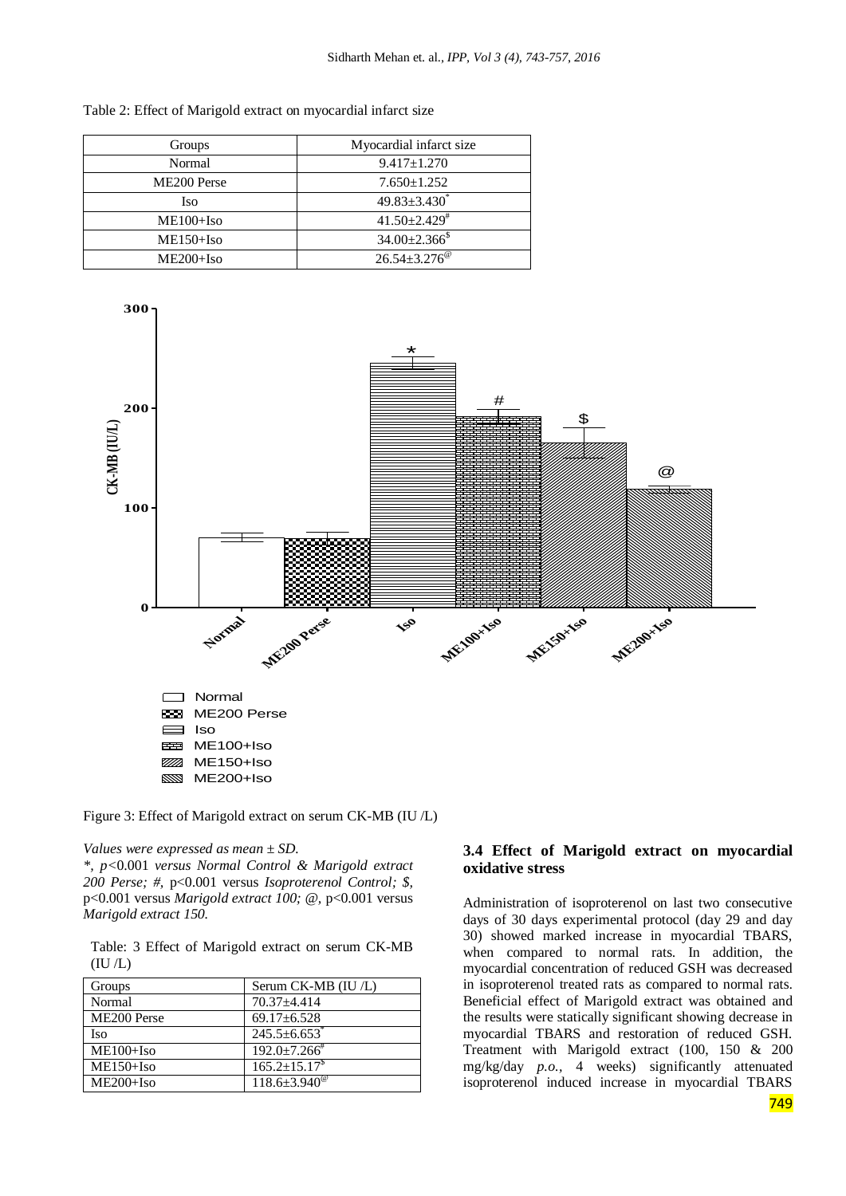Table 2: Effect of Marigold extract on myocardial infarct size

| Groups | Myocardial infarct size |
|---|---|
| Normal | 9.417±1.270 |
| ME200 Perse | 7.650±1.252 |
| Iso | 49.83±3.430[*] |
| ME100+Iso | 41.50±2.429[#] |
| ME150+Iso | 34.00±2.366[$] |
| ME200+Iso | 26.54±3.276[@] |

Figure 3: Effect of Marigold extract on serum CK-MB (IU /L)

*Values were expressed as mean ± SD.*

*\*, p<0.001 versus Normal Control & Marigold extract 200 Perse; #,* p<0.001 versus *Isoproterenol Control; $,* p<0.001 versus *Marigold extract 100; @,* p<0.001 versus *Marigold extract 150.*

Table: 3 Effect of Marigold extract on serum CK-MB (IU /L)

| Groups | Serum CK-MB (IU /L) |
|---|---|
| Normal | 70.37±4.414 |
| ME200 Perse | 69.17±6.528 |
| Iso | 245.5±6.653[*] |
| ME100+Iso | 192.0±7.266[#] |
| ME150+Iso | 165.2±15.17[$] |
| ME200+Iso | 118.6±3.940[@] |

### 3.4 Effect of Marigold extract on myocardial oxidative stress

Administration of isoproterenol on last two consecutive days of 30 days experimental protocol (day 29 and day 30) showed marked increase in myocardial TBARS, when compared to normal rats. In addition, the myocardial concentration of reduced GSH was decreased in isoproterenol treated rats as compared to normal rats. Beneficial effect of Marigold extract was obtained and the results were statically significant showing decrease in myocardial TBARS and restoration of reduced GSH. Treatment with Marigold extract (100, 150 & 200 mg/kg/day *p.o.*, 4 weeks) significantly attenuated isoproterenol induced increase in myocardial TBARS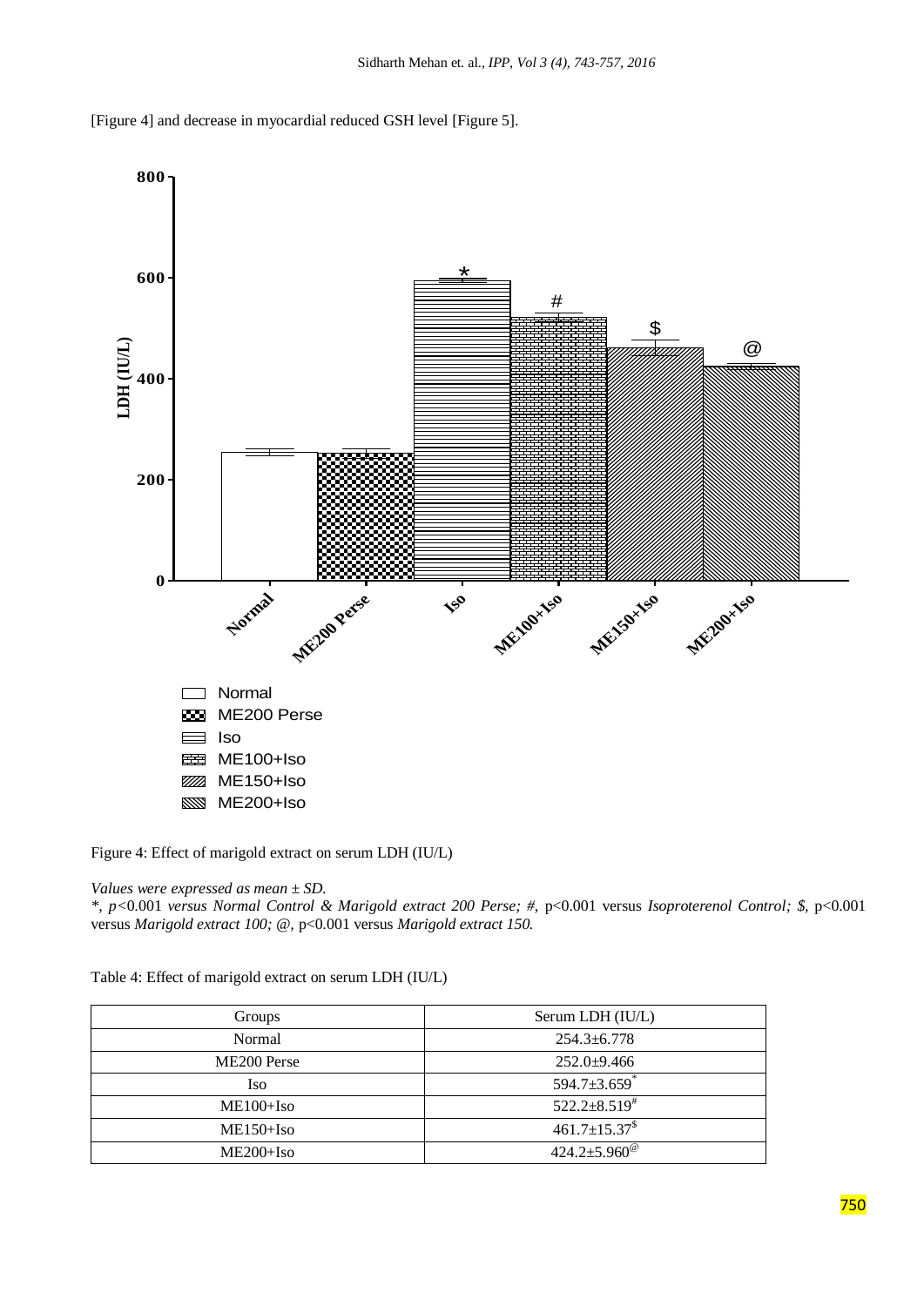[Figure 4] and decrease in myocardial reduced GSH level [Figure 5].

Figure 4: Effect of marigold extract on serum LDH (IU/L)

*Values were expressed as mean ± SD.*

*\*, p<0.001 versus Normal Control & Marigold extract 200 Perse; #,* p<0.001 versus *Isoproterenol Control; $,* p<0.001 versus *Marigold extract 100; @,* p<0.001 versus *Marigold extract 150.*

Table 4: Effect of marigold extract on serum LDH (IU/L)

| Groups | Serum LDH (IU/L) |
|---|---|
| Normal | 254.3±6.778 |
| ME200 Perse | 252.0±9.466 |
| Iso | 594.7±3.659$^{*}$ |
| ME100+Iso | 522.2±8.519$^{\#}$ |
| ME150+Iso | 461.7±15.37$^{\$}$ |
| ME200+Iso | 424.2±5.960$^{@}$ |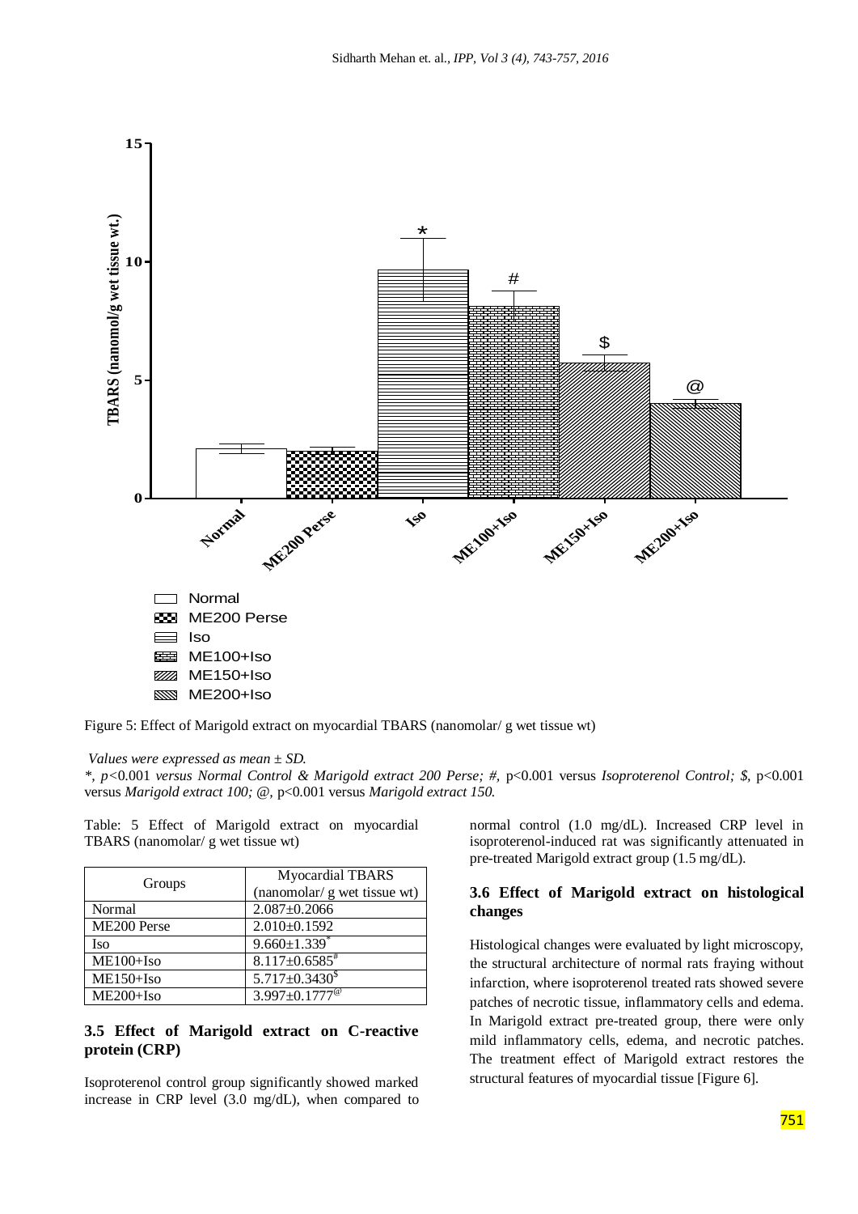Figure 5: Effect of Marigold extract on myocardial TBARS (nanomolar/ g wet tissue wt)

*Values were expressed as mean ± SD.*

*, *p*<0.001 *versus Normal Control & Marigold extract 200 Perse; #,* p<0.001 versus *Isoproterenol Control; $,* p<0.001 versus *Marigold extract 100; @,* p<0.001 versus *Marigold extract 150.*

Table: 5 Effect of Marigold extract on myocardial TBARS (nanomolar/ g wet tissue wt)

| Groups | Myocardial TBARS (nanomolar/ g wet tissue wt) |
|---|---|
| Normal | 2.087±0.2066 |
| ME200 Perse | 2.010±0.1592 |
| Iso | 9.660±1.339* |
| ME100+Iso | 8.117±0.6585# |
| ME150+Iso | 5.717±0.3430$ |
| ME200+Iso | 3.997±0.1777@ |

### 3.5 Effect of Marigold extract on C-reactive protein (CRP)

Isoproterenol control group significantly showed marked increase in CRP level (3.0 mg/dL), when compared to normal control (1.0 mg/dL). Increased CRP level in isoproterenol-induced rat was significantly attenuated in pre-treated Marigold extract group (1.5 mg/dL).

### 3.6 Effect of Marigold extract on histological changes

Histological changes were evaluated by light microscopy, the structural architecture of normal rats fraying without infarction, where isoproterenol treated rats showed severe patches of necrotic tissue, inflammatory cells and edema. In Marigold extract pre-treated group, there were only mild inflammatory cells, edema, and necrotic patches. The treatment effect of Marigold extract restores the structural features of myocardial tissue [Figure 6].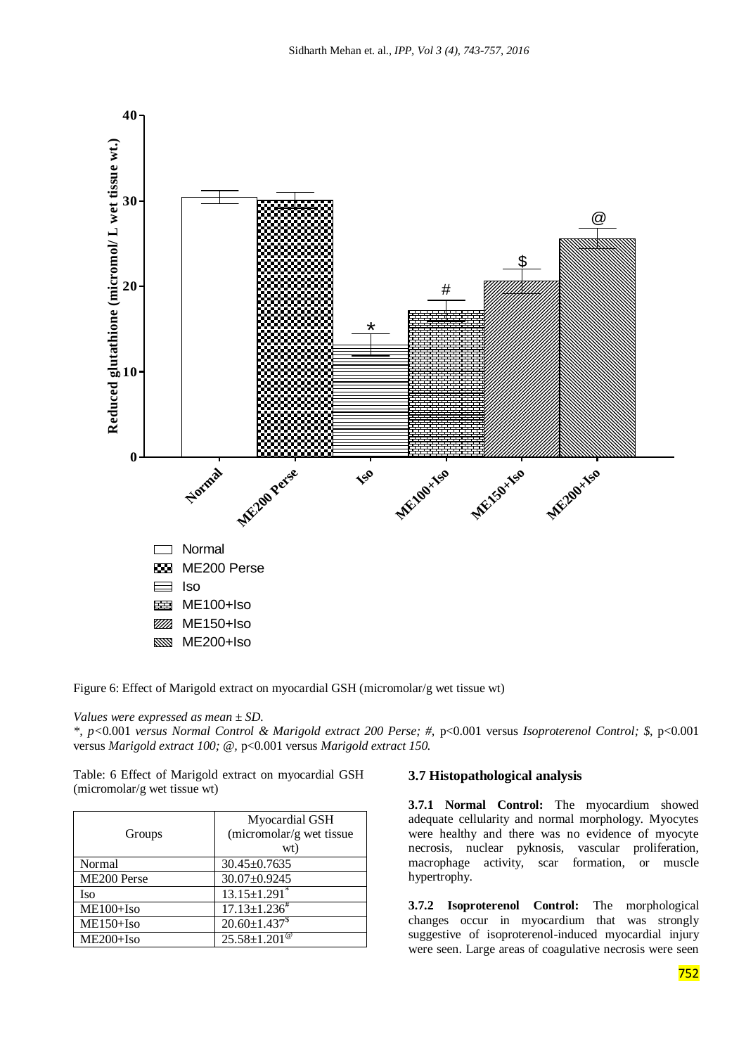Figure 6: Effect of Marigold extract on myocardial GSH (micromolar/g wet tissue wt)

*Values were expressed as mean ± SD.*

*\*, p<*0.001 *versus Normal Control & Marigold extract 200 Perse; #,* p<0.001 versus *Isoproterenol Control; $,* p<0.001 versus *Marigold extract 100; @,* p<0.001 versus *Marigold extract 150.*

Table: 6 Effect of Marigold extract on myocardial GSH (micromolar/g wet tissue wt)

| Groups | Myocardial GSH (micromolar/g wet tissue wt) |
|---|---|
| Normal | 30.45±0.7635 |
| ME200 Perse | 30.07±0.9245 |
| Iso | 13.15±1.291[*] |
| ME100+Iso | 17.13±1.236[#] |
| ME150+Iso | 20.60±1.437[$] |
| ME200+Iso | 25.58±1.201[@] |

### 3.7 Histopathological analysis

**3.7.1 Normal Control:** The myocardium showed adequate cellularity and normal morphology. Myocytes were healthy and there was no evidence of myocyte necrosis, nuclear pyknosis, vascular proliferation, macrophage activity, scar formation, or muscle hypertrophy.

**3.7.2 Isoproterenol Control:** The morphological changes occur in myocardium that was strongly suggestive of isoproterenol-induced myocardial injury were seen. Large areas of coagulative necrosis were seen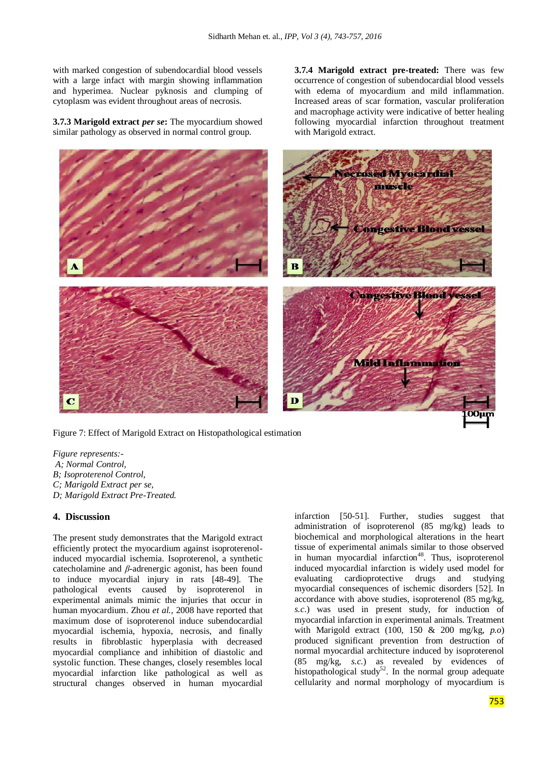with marked congestion of subendocardial blood vessels with a large infact with margin showing inflammation and hyperimea. Nuclear pyknosis and clumping of cytoplasm was evident throughout areas of necrosis.

**3.7.3 Marigold extract *per se*:** The myocardium showed similar pathology as observed in normal control group.

**3.7.4 Marigold extract pre-treated:** There was few occurrence of congestion of subendocardial blood vessels with edema of myocardium and mild inflammation. Increased areas of scar formation, vascular proliferation and macrophage activity were indicative of better healing following myocardial infarction throughout treatment with Marigold extract.

Figure 7: Effect of Marigold Extract on Histopathological estimation

*Figure represents:-*
*A; Normal Control,*
*B; Isoproterenol Control,*
*C; Marigold Extract per se,*
*D; Marigold Extract Pre-Treated.*

## 4. Discussion

The present study demonstrates that the Marigold extract efficiently protect the myocardium against isoproterenol-induced myocardial ischemia. Isoproterenol, a synthetic catecholamine and *β*-adrenergic agonist, has been found to induce myocardial injury in rats [48-49]. The pathological events caused by isoproterenol in experimental animals mimic the injuries that occur in human myocardium. Zhou *et al.*, 2008 have reported that maximum dose of isoproterenol induce subendocardial myocardial ischemia, hypoxia, necrosis, and finally results in fibroblastic hyperplasia with decreased myocardial compliance and inhibition of diastolic and systolic function. These changes, closely resembles local myocardial infarction like pathological as well as structural changes observed in human myocardial infarction [50-51]. Further, studies suggest that administration of isoproterenol (85 mg/kg) leads to biochemical and morphological alterations in the heart tissue of experimental animals similar to those observed in human myocardial infarction[48]. Thus, isoproterenol induced myocardial infarction is widely used model for evaluating cardioprotective drugs and studying myocardial consequences of ischemic disorders [52]. In accordance with above studies, isoproterenol (85 mg/kg, *s.c.*) was used in present study, for induction of myocardial infarction in experimental animals. Treatment with Marigold extract (100, 150 & 200 mg/kg, *p.o*) produced significant prevention from destruction of normal myocardial architecture induced by isoproterenol (85 mg/kg, *s.c.*) as revealed by evidences of histopathological study[52]. In the normal group adequate cellularity and normal morphology of myocardium is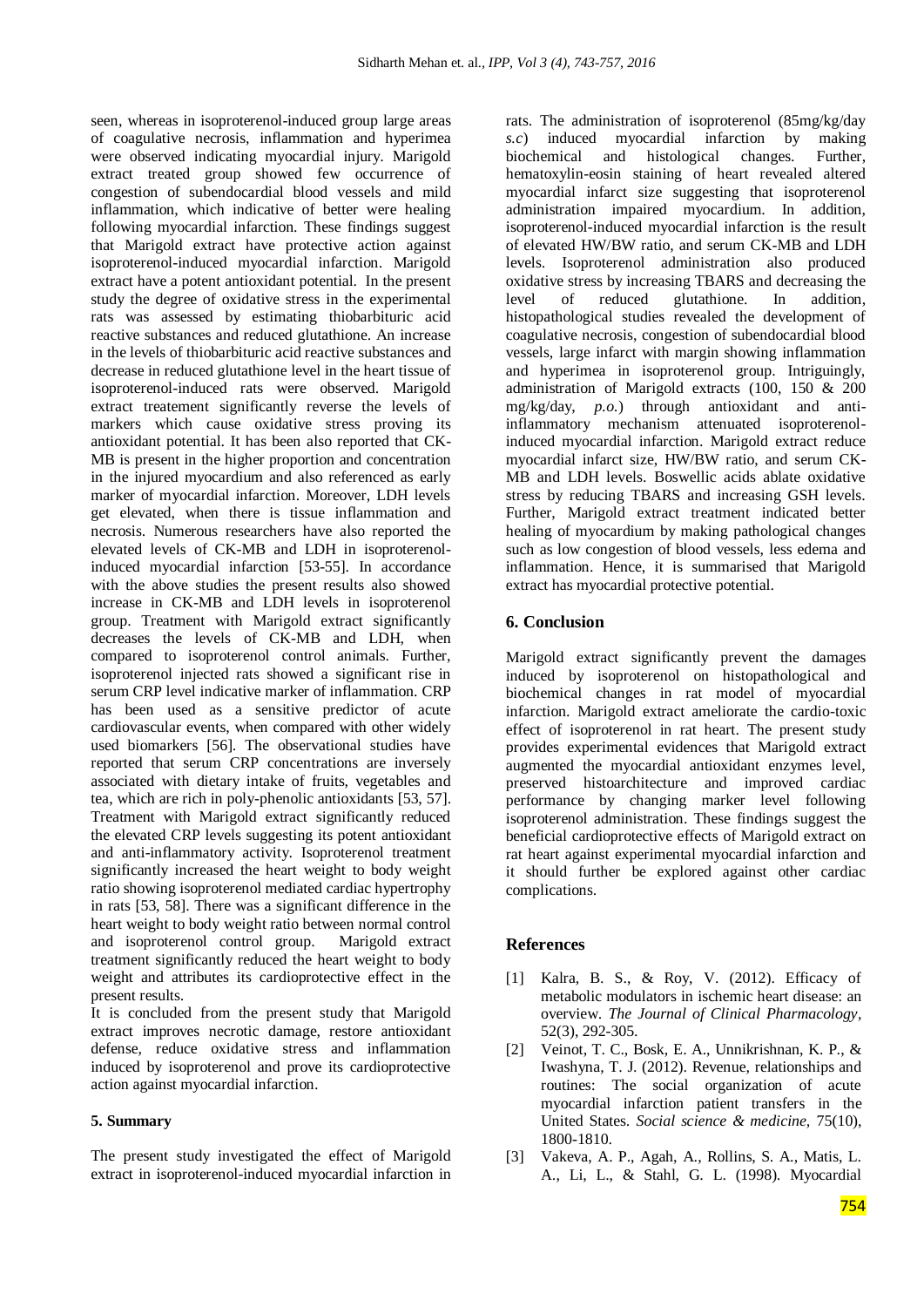seen, whereas in isoproterenol-induced group large areas of coagulative necrosis, inflammation and hyperimea were observed indicating myocardial injury. Marigold extract treated group showed few occurrence of congestion of subendocardial blood vessels and mild inflammation, which indicative of better were healing following myocardial infarction. These findings suggest that Marigold extract have protective action against isoproterenol-induced myocardial infarction. Marigold extract have a potent antioxidant potential. In the present study the degree of oxidative stress in the experimental rats was assessed by estimating thiobarbituric acid reactive substances and reduced glutathione. An increase in the levels of thiobarbituric acid reactive substances and decrease in reduced glutathione level in the heart tissue of isoproterenol-induced rats were observed. Marigold extract treatement significantly reverse the levels of markers which cause oxidative stress proving its antioxidant potential. It has been also reported that CK-MB is present in the higher proportion and concentration in the injured myocardium and also referenced as early marker of myocardial infarction. Moreover, LDH levels get elevated, when there is tissue inflammation and necrosis. Numerous researchers have also reported the elevated levels of CK-MB and LDH in isoproterenol-induced myocardial infarction [53-55]. In accordance with the above studies the present results also showed increase in CK-MB and LDH levels in isoproterenol group. Treatment with Marigold extract significantly decreases the levels of CK-MB and LDH, when compared to isoproterenol control animals. Further, isoproterenol injected rats showed a significant rise in serum CRP level indicative marker of inflammation. CRP has been used as a sensitive predictor of acute cardiovascular events, when compared with other widely used biomarkers [56]. The observational studies have reported that serum CRP concentrations are inversely associated with dietary intake of fruits, vegetables and tea, which are rich in poly-phenolic antioxidants [53, 57]. Treatment with Marigold extract significantly reduced the elevated CRP levels suggesting its potent antioxidant and anti-inflammatory activity. Isoproterenol treatment significantly increased the heart weight to body weight ratio showing isoproterenol mediated cardiac hypertrophy in rats [53, 58]. There was a significant difference in the heart weight to body weight ratio between normal control and isoproterenol control group. Marigold extract treatment significantly reduced the heart weight to body weight and attributes its cardioprotective effect in the present results.

It is concluded from the present study that Marigold extract improves necrotic damage, restore antioxidant defense, reduce oxidative stress and inflammation induced by isoproterenol and prove its cardioprotective action against myocardial infarction.

## 5. Summary

The present study investigated the effect of Marigold extract in isoproterenol-induced myocardial infarction in rats. The administration of isoproterenol (85mg/kg/day *s.c*) induced myocardial infarction by making biochemical and histological changes. Further, hematoxylin-eosin staining of heart revealed altered myocardial infarct size suggesting that isoproterenol administration impaired myocardium. In addition, isoproterenol-induced myocardial infarction is the result of elevated HW/BW ratio, and serum CK-MB and LDH levels. Isoproterenol administration also produced oxidative stress by increasing TBARS and decreasing the level of reduced glutathione. In addition, histopathological studies revealed the development of coagulative necrosis, congestion of subendocardial blood vessels, large infarct with margin showing inflammation and hyperimea in isoproterenol group. Intriguingly, administration of Marigold extracts (100, 150 & 200 mg/kg/day, *p.o.*) through antioxidant and anti-inflammatory mechanism attenuated isoproterenol-induced myocardial infarction. Marigold extract reduce myocardial infarct size, HW/BW ratio, and serum CK-MB and LDH levels. Boswellic acids ablate oxidative stress by reducing TBARS and increasing GSH levels. Further, Marigold extract treatment indicated better healing of myocardium by making pathological changes such as low congestion of blood vessels, less edema and inflammation. Hence, it is summarised that Marigold extract has myocardial protective potential.

## 6. Conclusion

Marigold extract significantly prevent the damages induced by isoproterenol on histopathological and biochemical changes in rat model of myocardial infarction. Marigold extract ameliorate the cardio-toxic effect of isoproterenol in rat heart. The present study provides experimental evidences that Marigold extract augmented the myocardial antioxidant enzymes level, preserved histoarchitecture and improved cardiac performance by changing marker level following isoproterenol administration. These findings suggest the beneficial cardioprotective effects of Marigold extract on rat heart against experimental myocardial infarction and it should further be explored against other cardiac complications.

## References

[1] Kalra, B. S., & Roy, V. (2012). Efficacy of metabolic modulators in ischemic heart disease: an overview. *The Journal of Clinical Pharmacology*, 52(3), 292-305.

[2] Veinot, T. C., Bosk, E. A., Unnikrishnan, K. P., & Iwashyna, T. J. (2012). Revenue, relationships and routines: The social organization of acute myocardial infarction patient transfers in the United States. *Social science & medicine,* 75(10), 1800-1810.

[3] Vakeva, A. P., Agah, A., Rollins, S. A., Matis, L. A., Li, L., & Stahl, G. L. (1998). Myocardial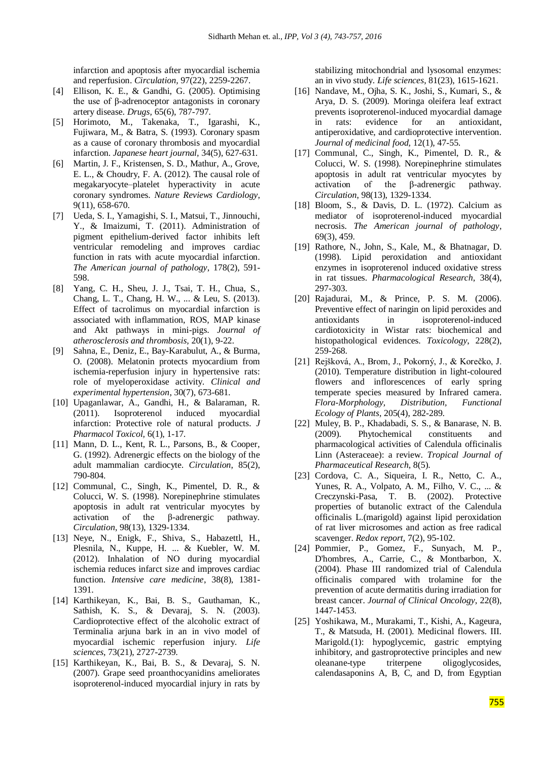infarction and apoptosis after myocardial ischemia and reperfusion. *Circulation*, 97(22), 2259-2267.

[4] Ellison, K. E., & Gandhi, G. (2005). Optimising the use of β-adrenoceptor antagonists in coronary artery disease. *Drugs*, 65(6), 787-797.

[5] Horimoto, M., Takenaka, T., Igarashi, K., Fujiwara, M., & Batra, S. (1993). Coronary spasm as a cause of coronary thrombosis and myocardial infarction. *Japanese heart journal*, 34(5), 627-631.

[6] Martin, J. F., Kristensen, S. D., Mathur, A., Grove, E. L., & Choudry, F. A. (2012). The causal role of megakaryocyte–platelet hyperactivity in acute coronary syndromes. *Nature Reviews Cardiology*, 9(11), 658-670.

[7] Ueda, S. I., Yamagishi, S. I., Matsui, T., Jinnouchi, Y., & Imaizumi, T. (2011). Administration of pigment epithelium-derived factor inhibits left ventricular remodeling and improves cardiac function in rats with acute myocardial infarction. *The American journal of pathology*, 178(2), 591-598.

[8] Yang, C. H., Sheu, J. J., Tsai, T. H., Chua, S., Chang, L. T., Chang, H. W., ... & Leu, S. (2013). Effect of tacrolimus on myocardial infarction is associated with inflammation, ROS, MAP kinase and Akt pathways in mini-pigs. *Journal of atherosclerosis and thrombosis*, 20(1), 9-22.

[9] Sahna, E., Deniz, E., Bay-Karabulut, A., & Burma, O. (2008). Melatonin protects myocardium from ischemia-reperfusion injury in hypertensive rats: role of myeloperoxidase activity. *Clinical and experimental hypertension*, 30(7), 673-681.

[10] Upaganlawar, A., Gandhi, H., & Balaraman, R. (2011). Isoproterenol induced myocardial infarction: Protective role of natural products. *J Pharmacol Toxicol*, 6(1), 1-17.

[11] Mann, D. L., Kent, R. L., Parsons, B., & Cooper, G. (1992). Adrenergic effects on the biology of the adult mammalian cardiocyte. *Circulation*, 85(2), 790-804.

[12] Communal, C., Singh, K., Pimentel, D. R., & Colucci, W. S. (1998). Norepinephrine stimulates apoptosis in adult rat ventricular myocytes by activation of the β-adrenergic pathway. *Circulation*, 98(13), 1329-1334.

[13] Neye, N., Enigk, F., Shiva, S., Habazettl, H., Plesnila, N., Kuppe, H. ... & Kuebler, W. M. (2012). Inhalation of NO during myocardial ischemia reduces infarct size and improves cardiac function. *Intensive care medicine*, 38(8), 1381-1391.

[14] Karthikeyan, K., Bai, B. S., Gauthaman, K., Sathish, K. S., & Devaraj, S. N. (2003). Cardioprotective effect of the alcoholic extract of Terminalia arjuna bark in an in vivo model of myocardial ischemic reperfusion injury. *Life sciences*, 73(21), 2727-2739.

[15] Karthikeyan, K., Bai, B. S., & Devaraj, S. N. (2007). Grape seed proanthocyanidins ameliorates isoproterenol-induced myocardial injury in rats by stabilizing mitochondrial and lysosomal enzymes: an in vivo study. *Life sciences*, 81(23), 1615-1621.

[16] Nandave, M., Ojha, S. K., Joshi, S., Kumari, S., & Arya, D. S. (2009). Moringa oleifera leaf extract prevents isoproterenol-induced myocardial damage in rats: evidence for an antioxidant, antiperoxidative, and cardioprotective intervention. *Journal of medicinal food*, 12(1), 47-55.

[17] Communal, C., Singh, K., Pimentel, D. R., & Colucci, W. S. (1998). Norepinephrine stimulates apoptosis in adult rat ventricular myocytes by activation of the β-adrenergic pathway. *Circulation*, 98(13), 1329-1334.

[18] Bloom, S., & Davis, D. L. (1972). Calcium as mediator of isoproterenol-induced myocardial necrosis. *The American journal of pathology*, 69(3), 459.

[19] Rathore, N., John, S., Kale, M., & Bhatnagar, D. (1998). Lipid peroxidation and antioxidant enzymes in isoproterenol induced oxidative stress in rat tissues. *Pharmacological Research*, 38(4), 297-303.

[20] Rajadurai, M., & Prince, P. S. M. (2006). Preventive effect of naringin on lipid peroxides and antioxidants in isoproterenol-induced cardiotoxicity in Wistar rats: biochemical and histopathological evidences. *Toxicology*, 228(2), 259-268.

[21] Rejšková, A., Brom, J., Pokorný, J., & Korečko, J. (2010). Temperature distribution in light-coloured flowers and inflorescences of early spring temperate species measured by Infrared camera. *Flora-Morphology, Distribution, Functional Ecology of Plants*, 205(4), 282-289.

[22] Muley, B. P., Khadabadi, S. S., & Banarase, N. B. (2009). Phytochemical constituents and pharmacological activities of Calendula officinalis Linn (Asteraceae): a review. *Tropical Journal of Pharmaceutical Research*, 8(5).

[23] Cordova, C. A., Siqueira, I. R., Netto, C. A., Yunes, R. A., Volpato, A. M., Filho, V. C., ... & Creczynski-Pasa, T. B. (2002). Protective properties of butanolic extract of the Calendula officinalis L.(marigold) against lipid peroxidation of rat liver microsomes and action as free radical scavenger. *Redox report*, 7(2), 95-102.

[24] Pommier, P., Gomez, F., Sunyach, M. P., D'hombres, A., Carrie, C., & Montbarbon, X. (2004). Phase III randomized trial of Calendula officinalis compared with trolamine for the prevention of acute dermatitis during irradiation for breast cancer. *Journal of Clinical Oncology*, 22(8), 1447-1453.

[25] Yoshikawa, M., Murakami, T., Kishi, A., Kageura, T., & Matsuda, H. (2001). Medicinal flowers. III. Marigold.(1): hypoglycemic, gastric emptying inhibitory, and gastroprotective principles and new oleanane-type triterpene oligoglycosides, calendasaponins A, B, C, and D, from Egyptian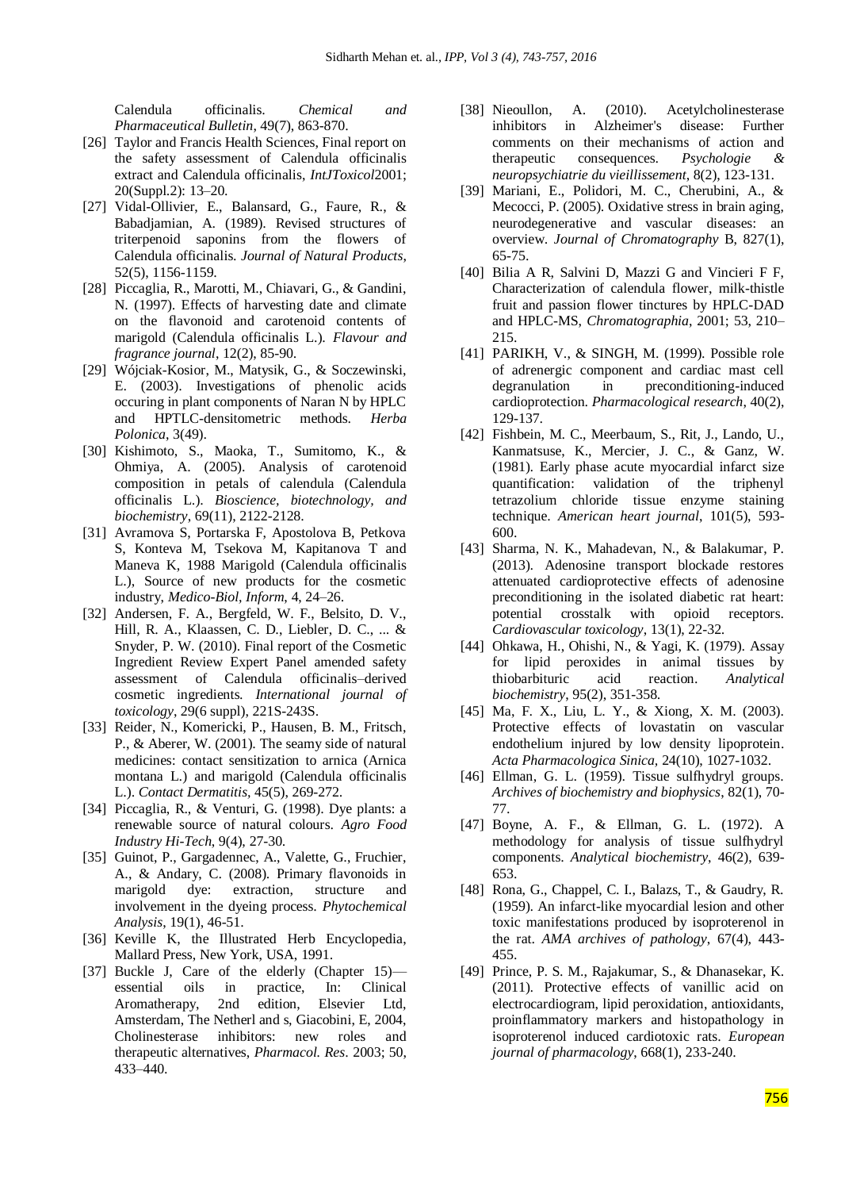Calendula officinalis. *Chemical and Pharmaceutical Bulletin*, 49(7), 863-870.

[26] Taylor and Francis Health Sciences, Final report on the safety assessment of Calendula officinalis extract and Calendula officinalis, *IntJToxicol*2001; 20(Suppl.2): 13–20.

[27] Vidal-Ollivier, E., Balansard, G., Faure, R., & Babadjamian, A. (1989). Revised structures of triterpenoid saponins from the flowers of Calendula officinalis. *Journal of Natural Products*, 52(5), 1156-1159.

[28] Piccaglia, R., Marotti, M., Chiavari, G., & Gandini, N. (1997). Effects of harvesting date and climate on the flavonoid and carotenoid contents of marigold (Calendula officinalis L.). *Flavour and fragrance journal*, 12(2), 85-90.

[29] Wójciak-Kosior, M., Matysik, G., & Soczewinski, E. (2003). Investigations of phenolic acids occuring in plant components of Naran N by HPLC and HPTLC-densitometric methods. *Herba Polonica*, 3(49).

[30] Kishimoto, S., Maoka, T., Sumitomo, K., & Ohmiya, A. (2005). Analysis of carotenoid composition in petals of calendula (Calendula officinalis L.). *Bioscience, biotechnology, and biochemistry*, 69(11), 2122-2128.

[31] Avramova S, Portarska F, Apostolova B, Petkova S, Konteva M, Tsekova M, Kapitanova T and Maneva K, 1988 Marigold (Calendula officinalis L.), Source of new products for the cosmetic industry, *Medico-Biol, Inform*, 4, 24–26.

[32] Andersen, F. A., Bergfeld, W. F., Belsito, D. V., Hill, R. A., Klaassen, C. D., Liebler, D. C., ... & Snyder, P. W. (2010). Final report of the Cosmetic Ingredient Review Expert Panel amended safety assessment of Calendula officinalis–derived cosmetic ingredients. *International journal of toxicology*, 29(6 suppl), 221S-243S.

[33] Reider, N., Komericki, P., Hausen, B. M., Fritsch, P., & Aberer, W. (2001). The seamy side of natural medicines: contact sensitization to arnica (Arnica montana L.) and marigold (Calendula officinalis L.). *Contact Dermatitis*, 45(5), 269-272.

[34] Piccaglia, R., & Venturi, G. (1998). Dye plants: a renewable source of natural colours. *Agro Food Industry Hi-Tech*, 9(4), 27-30.

[35] Guinot, P., Gargadennec, A., Valette, G., Fruchier, A., & Andary, C. (2008). Primary flavonoids in marigold dye: extraction, structure and involvement in the dyeing process. *Phytochemical Analysis*, 19(1), 46-51.

[36] Keville K, the Illustrated Herb Encyclopedia, Mallard Press, New York, USA, 1991.

[37] Buckle J, Care of the elderly (Chapter 15)—essential oils in practice, In: Clinical Aromatherapy, 2nd edition, Elsevier Ltd, Amsterdam, The Netherl and s, Giacobini, E, 2004, Cholinesterase inhibitors: new roles and therapeutic alternatives, *Pharmacol. Res*. 2003; 50, 433–440.

[38] Nieoullon, A. (2010). Acetylcholinesterase inhibitors in Alzheimer's disease: Further comments on their mechanisms of action and therapeutic consequences. *Psychologie & neuropsychiatrie du vieillissement*, 8(2), 123-131.

[39] Mariani, E., Polidori, M. C., Cherubini, A., & Mecocci, P. (2005). Oxidative stress in brain aging, neurodegenerative and vascular diseases: an overview. *Journal of Chromatography* B, 827(1), 65-75.

[40] Bilia A R, Salvini D, Mazzi G and Vincieri F F, Characterization of calendula flower, milk-thistle fruit and passion flower tinctures by HPLC-DAD and HPLC-MS, *Chromatographia*, 2001; 53, 210–215.

[41] PARIKH, V., & SINGH, M. (1999). Possible role of adrenergic component and cardiac mast cell degranulation in preconditioning-induced cardioprotection. *Pharmacological research*, 40(2), 129-137.

[42] Fishbein, M. C., Meerbaum, S., Rit, J., Lando, U., Kanmatsuse, K., Mercier, J. C., & Ganz, W. (1981). Early phase acute myocardial infarct size quantification: validation of the triphenyl tetrazolium chloride tissue enzyme staining technique. *American heart journal*, 101(5), 593-600.

[43] Sharma, N. K., Mahadevan, N., & Balakumar, P. (2013). Adenosine transport blockade restores attenuated cardioprotective effects of adenosine preconditioning in the isolated diabetic rat heart: potential crosstalk with opioid receptors. *Cardiovascular toxicology*, 13(1), 22-32.

[44] Ohkawa, H., Ohishi, N., & Yagi, K. (1979). Assay for lipid peroxides in animal tissues by thiobarbituric acid reaction. *Analytical biochemistry*, 95(2), 351-358.

[45] Ma, F. X., Liu, L. Y., & Xiong, X. M. (2003). Protective effects of lovastatin on vascular endothelium injured by low density lipoprotein. *Acta Pharmacologica Sinica*, 24(10), 1027-1032.

[46] Ellman, G. L. (1959). Tissue sulfhydryl groups. *Archives of biochemistry and biophysics*, 82(1), 70-77.

[47] Boyne, A. F., & Ellman, G. L. (1972). A methodology for analysis of tissue sulfhydryl components. *Analytical biochemistry*, 46(2), 639-653.

[48] Rona, G., Chappel, C. I., Balazs, T., & Gaudry, R. (1959). An infarct-like myocardial lesion and other toxic manifestations produced by isoproterenol in the rat. *AMA archives of pathology*, 67(4), 443-455.

[49] Prince, P. S. M., Rajakumar, S., & Dhanasekar, K. (2011). Protective effects of vanillic acid on electrocardiogram, lipid peroxidation, antioxidants, proinflammatory markers and histopathology in isoproterenol induced cardiotoxic rats. *European journal of pharmacology*, 668(1), 233-240.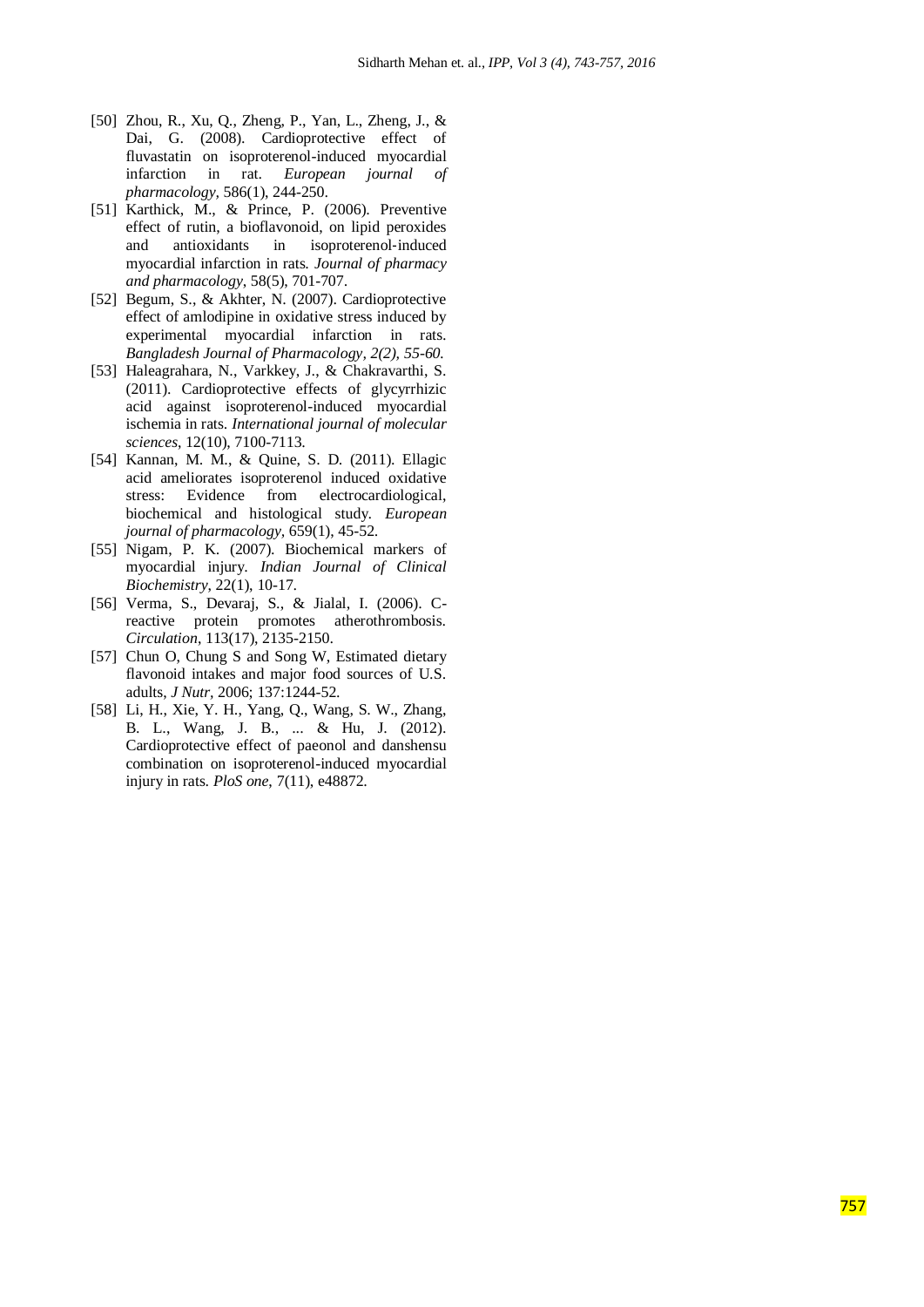[50] Zhou, R., Xu, Q., Zheng, P., Yan, L., Zheng, J., & Dai, G. (2008). Cardioprotective effect of fluvastatin on isoproterenol-induced myocardial infarction in rat. *European journal of pharmacology*, 586(1), 244-250.

[51] Karthick, M., & Prince, P. (2006). Preventive effect of rutin, a bioflavonoid, on lipid peroxides and antioxidants in isoproterenol-induced myocardial infarction in rats. *Journal of pharmacy and pharmacology*, 58(5), 701-707.

[52] Begum, S., & Akhter, N. (2007). Cardioprotective effect of amlodipine in oxidative stress induced by experimental myocardial infarction in rats. *Bangladesh Journal of Pharmacology, 2(2), 55-60.*

[53] Haleagrahara, N., Varkkey, J., & Chakravarthi, S. (2011). Cardioprotective effects of glycyrrhizic acid against isoproterenol-induced myocardial ischemia in rats. *International journal of molecular sciences*, 12(10), 7100-7113.

[54] Kannan, M. M., & Quine, S. D. (2011). Ellagic acid ameliorates isoproterenol induced oxidative stress: Evidence from electrocardiological, biochemical and histological study. *European journal of pharmacology*, 659(1), 45-52.

[55] Nigam, P. K. (2007). Biochemical markers of myocardial injury. *Indian Journal of Clinical Biochemistry*, 22(1), 10-17.

[56] Verma, S., Devaraj, S., & Jialal, I. (2006). C-reactive protein promotes atherothrombosis. *Circulation*, 113(17), 2135-2150.

[57] Chun O, Chung S and Song W, Estimated dietary flavonoid intakes and major food sources of U.S. adults, *J Nutr*, 2006; 137:1244-52.

[58] Li, H., Xie, Y. H., Yang, Q., Wang, S. W., Zhang, B. L., Wang, J. B., ... & Hu, J. (2012). Cardioprotective effect of paeonol and danshensu combination on isoproterenol-induced myocardial injury in rats. *PloS one*, 7(11), e48872.